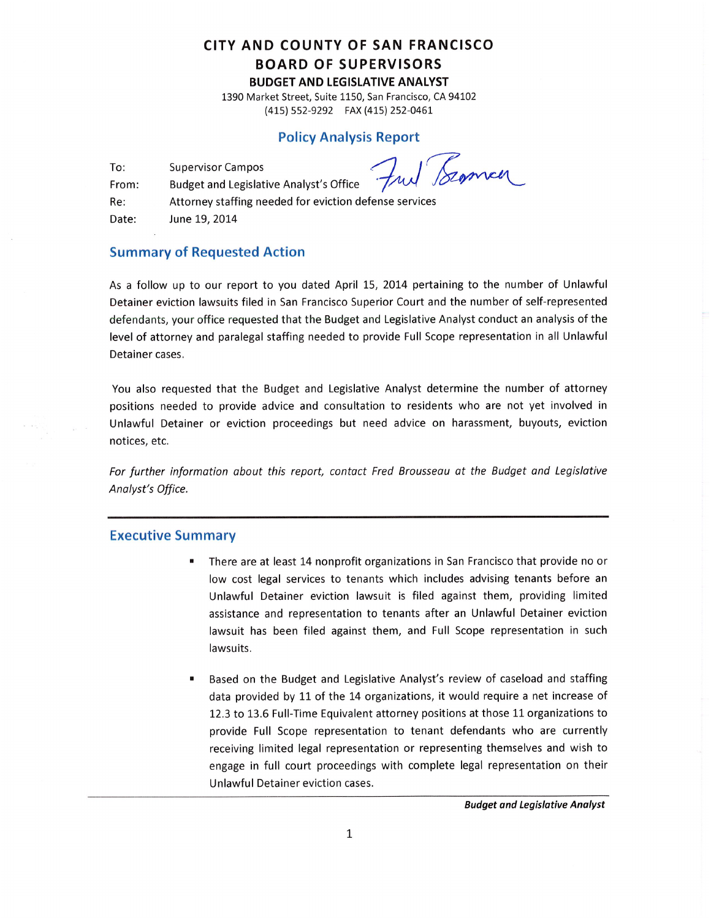# CITY AND COUNTY OF SAN FRANCISCO
# BOARD OF SUPERVISORS

**BUDGET AND LEGISLATIVE ANALYST**

1390 Market Street, Suite 1150, San Francisco, CA 94102
(415) 552-9292 FAX (415) 252-0461

## Policy Analysis Report

To: Supervisor Campos
From: Budget and Legislative Analyst's Office
Re: Attorney staffing needed for eviction defense services
Date: June 19, 2014

## Summary of Requested Action

As a follow up to our report to you dated April 15, 2014 pertaining to the number of Unlawful Detainer eviction lawsuits filed in San Francisco Superior Court and the number of self-represented defendants, your office requested that the Budget and Legislative Analyst conduct an analysis of the level of attorney and paralegal staffing needed to provide Full Scope representation in all Unlawful Detainer cases.

You also requested that the Budget and Legislative Analyst determine the number of attorney positions needed to provide advice and consultation to residents who are not yet involved in Unlawful Detainer or eviction proceedings but need advice on harassment, buyouts, eviction notices, etc.

*For further information about this report, contact Fred Brousseau at the Budget and Legislative Analyst's Office.*

---

## Executive Summary

- There are at least 14 nonprofit organizations in San Francisco that provide no or low cost legal services to tenants which includes advising tenants before an Unlawful Detainer eviction lawsuit is filed against them, providing limited assistance and representation to tenants after an Unlawful Detainer eviction lawsuit has been filed against them, and Full Scope representation in such lawsuits.

- Based on the Budget and Legislative Analyst's review of caseload and staffing data provided by 11 of the 14 organizations, it would require a net increase of 12.3 to 13.6 Full-Time Equivalent attorney positions at those 11 organizations to provide Full Scope representation to tenant defendants who are currently receiving limited legal representation or representing themselves and wish to engage in full court proceedings with complete legal representation on their Unlawful Detainer eviction cases.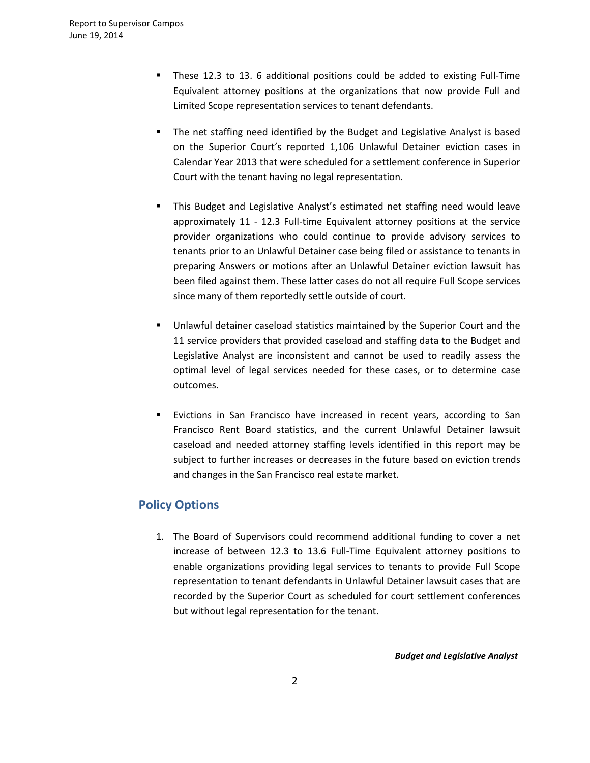- These 12.3 to 13. 6 additional positions could be added to existing Full-Time Equivalent attorney positions at the organizations that now provide Full and Limited Scope representation services to tenant defendants.

- The net staffing need identified by the Budget and Legislative Analyst is based on the Superior Court's reported 1,106 Unlawful Detainer eviction cases in Calendar Year 2013 that were scheduled for a settlement conference in Superior Court with the tenant having no legal representation.

- This Budget and Legislative Analyst's estimated net staffing need would leave approximately 11 - 12.3 Full-time Equivalent attorney positions at the service provider organizations who could continue to provide advisory services to tenants prior to an Unlawful Detainer case being filed or assistance to tenants in preparing Answers or motions after an Unlawful Detainer eviction lawsuit has been filed against them. These latter cases do not all require Full Scope services since many of them reportedly settle outside of court.

- Unlawful detainer caseload statistics maintained by the Superior Court and the 11 service providers that provided caseload and staffing data to the Budget and Legislative Analyst are inconsistent and cannot be used to readily assess the optimal level of legal services needed for these cases, or to determine case outcomes.

- Evictions in San Francisco have increased in recent years, according to San Francisco Rent Board statistics, and the current Unlawful Detainer lawsuit caseload and needed attorney staffing levels identified in this report may be subject to further increases or decreases in the future based on eviction trends and changes in the San Francisco real estate market.

## Policy Options

1. The Board of Supervisors could recommend additional funding to cover a net increase of between 12.3 to 13.6 Full-Time Equivalent attorney positions to enable organizations providing legal services to tenants to provide Full Scope representation to tenant defendants in Unlawful Detainer lawsuit cases that are recorded by the Superior Court as scheduled for court settlement conferences but without legal representation for the tenant.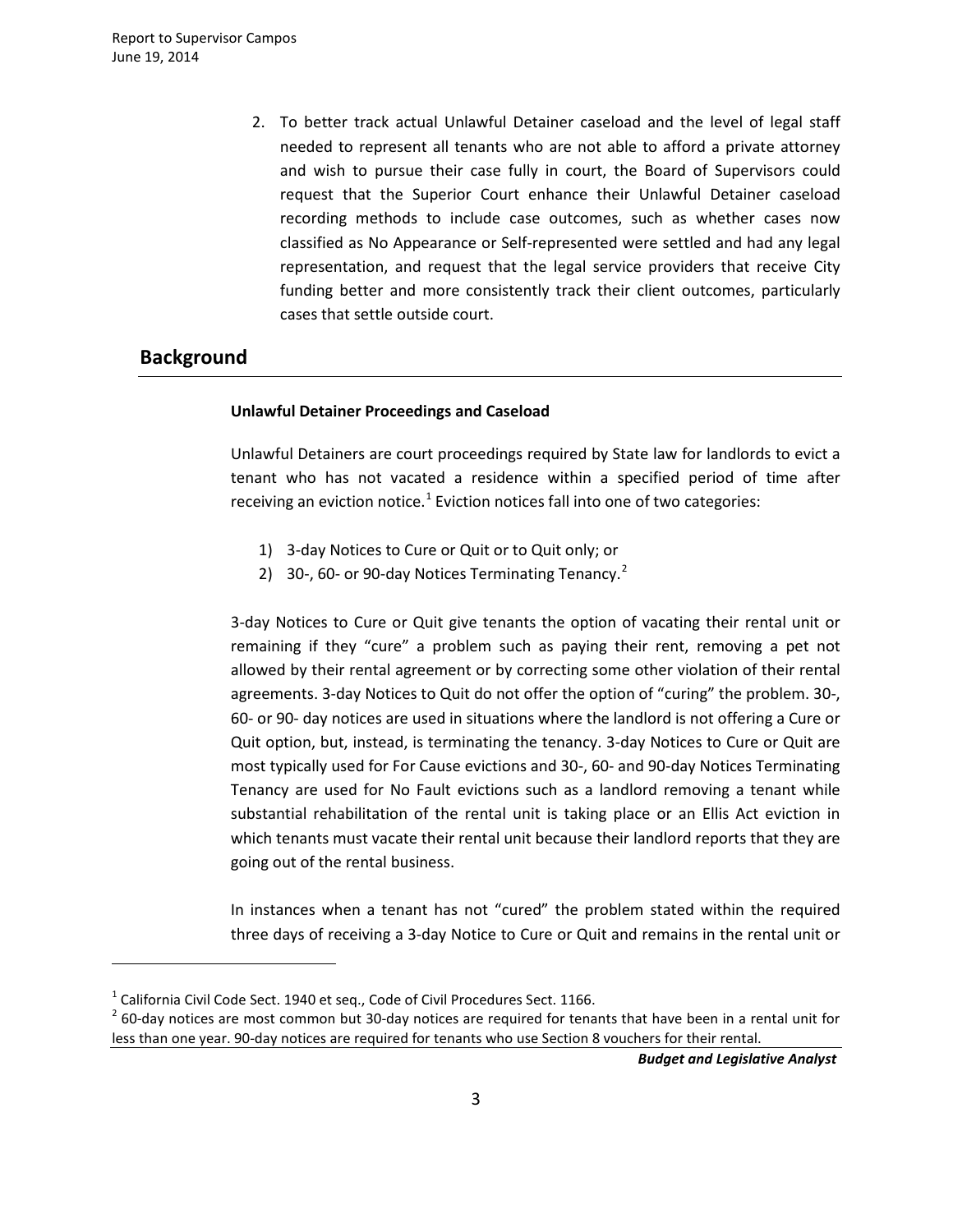2. To better track actual Unlawful Detainer caseload and the level of legal staff needed to represent all tenants who are not able to afford a private attorney and wish to pursue their case fully in court, the Board of Supervisors could request that the Superior Court enhance their Unlawful Detainer caseload recording methods to include case outcomes, such as whether cases now classified as No Appearance or Self-represented were settled and had any legal representation, and request that the legal service providers that receive City funding better and more consistently track their client outcomes, particularly cases that settle outside court.

## Background

**Unlawful Detainer Proceedings and Caseload**

Unlawful Detainers are court proceedings required by State law for landlords to evict a tenant who has not vacated a residence within a specified period of time after receiving an eviction notice.[1] Eviction notices fall into one of two categories:

1) 3-day Notices to Cure or Quit or to Quit only; or
2) 30-, 60- or 90-day Notices Terminating Tenancy.[2]

3-day Notices to Cure or Quit give tenants the option of vacating their rental unit or remaining if they "cure" a problem such as paying their rent, removing a pet not allowed by their rental agreement or by correcting some other violation of their rental agreements. 3-day Notices to Quit do not offer the option of "curing" the problem. 30-, 60- or 90- day notices are used in situations where the landlord is not offering a Cure or Quit option, but, instead, is terminating the tenancy. 3-day Notices to Cure or Quit are most typically used for For Cause evictions and 30-, 60- and 90-day Notices Terminating Tenancy are used for No Fault evictions such as a landlord removing a tenant while substantial rehabilitation of the rental unit is taking place or an Ellis Act eviction in which tenants must vacate their rental unit because their landlord reports that they are going out of the rental business.

In instances when a tenant has not "cured" the problem stated within the required three days of receiving a 3-day Notice to Cure or Quit and remains in the rental unit or

---

[1] California Civil Code Sect. 1940 et seq., Code of Civil Procedures Sect. 1166.

[2] 60-day notices are most common but 30-day notices are required for tenants that have been in a rental unit for less than one year. 90-day notices are required for tenants who use Section 8 vouchers for their rental.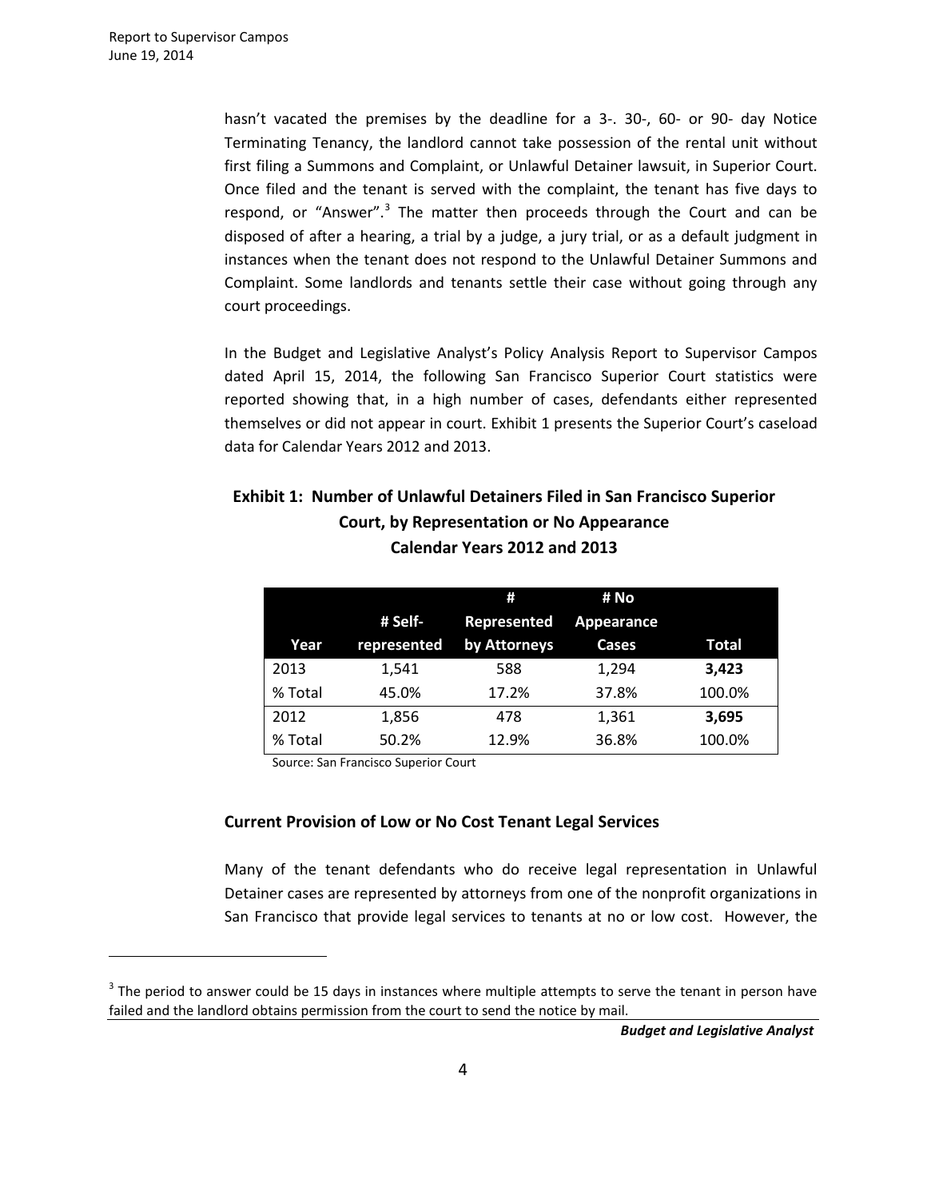hasn't vacated the premises by the deadline for a 3-. 30-, 60- or 90- day Notice Terminating Tenancy, the landlord cannot take possession of the rental unit without first filing a Summons and Complaint, or Unlawful Detainer lawsuit, in Superior Court. Once filed and the tenant is served with the complaint, the tenant has five days to respond, or "Answer".[3] The matter then proceeds through the Court and can be disposed of after a hearing, a trial by a judge, a jury trial, or as a default judgment in instances when the tenant does not respond to the Unlawful Detainer Summons and Complaint. Some landlords and tenants settle their case without going through any court proceedings.

In the Budget and Legislative Analyst's Policy Analysis Report to Supervisor Campos dated April 15, 2014, the following San Francisco Superior Court statistics were reported showing that, in a high number of cases, defendants either represented themselves or did not appear in court. Exhibit 1 presents the Superior Court's caseload data for Calendar Years 2012 and 2013.

**Exhibit 1: Number of Unlawful Detainers Filed in San Francisco Superior Court, by Representation or No Appearance Calendar Years 2012 and 2013**

| Year | # Self-represented | # Represented by Attorneys | # No Appearance Cases | Total |
|---|---|---|---|---|
| 2013 | 1,541 | 588 | 1,294 | **3,423** |
| % Total | 45.0% | 17.2% | 37.8% | 100.0% |
| 2012 | 1,856 | 478 | 1,361 | **3,695** |
| % Total | 50.2% | 12.9% | 36.8% | 100.0% |

Source: San Francisco Superior Court

### Current Provision of Low or No Cost Tenant Legal Services

Many of the tenant defendants who do receive legal representation in Unlawful Detainer cases are represented by attorneys from one of the nonprofit organizations in San Francisco that provide legal services to tenants at no or low cost. However, the

[3] The period to answer could be 15 days in instances where multiple attempts to serve the tenant in person have failed and the landlord obtains permission from the court to send the notice by mail.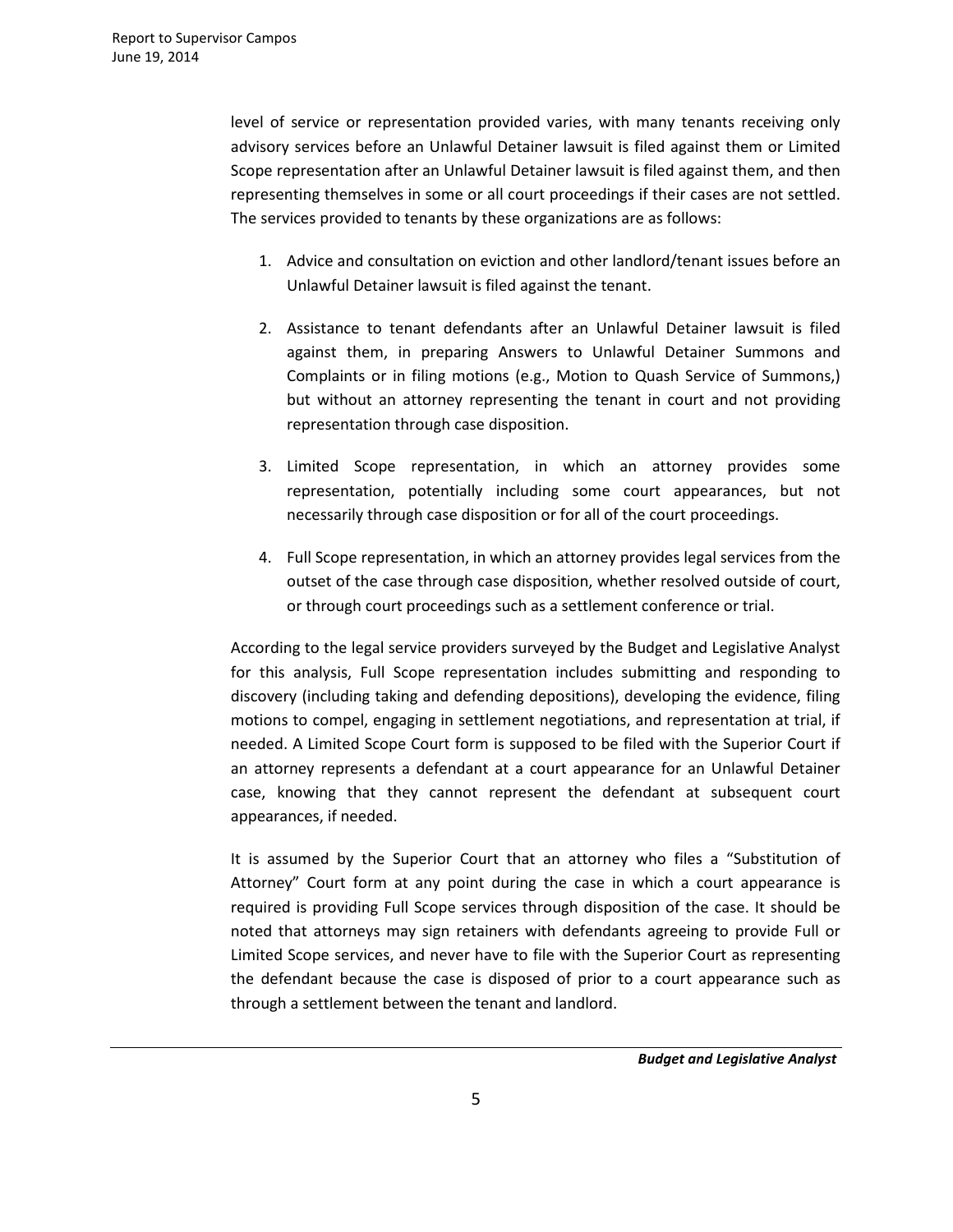level of service or representation provided varies, with many tenants receiving only advisory services before an Unlawful Detainer lawsuit is filed against them or Limited Scope representation after an Unlawful Detainer lawsuit is filed against them, and then representing themselves in some or all court proceedings if their cases are not settled. The services provided to tenants by these organizations are as follows:

1. Advice and consultation on eviction and other landlord/tenant issues before an Unlawful Detainer lawsuit is filed against the tenant.

2. Assistance to tenant defendants after an Unlawful Detainer lawsuit is filed against them, in preparing Answers to Unlawful Detainer Summons and Complaints or in filing motions (e.g., Motion to Quash Service of Summons,) but without an attorney representing the tenant in court and not providing representation through case disposition.

3. Limited Scope representation, in which an attorney provides some representation, potentially including some court appearances, but not necessarily through case disposition or for all of the court proceedings.

4. Full Scope representation, in which an attorney provides legal services from the outset of the case through case disposition, whether resolved outside of court, or through court proceedings such as a settlement conference or trial.

According to the legal service providers surveyed by the Budget and Legislative Analyst for this analysis, Full Scope representation includes submitting and responding to discovery (including taking and defending depositions), developing the evidence, filing motions to compel, engaging in settlement negotiations, and representation at trial, if needed. A Limited Scope Court form is supposed to be filed with the Superior Court if an attorney represents a defendant at a court appearance for an Unlawful Detainer case, knowing that they cannot represent the defendant at subsequent court appearances, if needed.

It is assumed by the Superior Court that an attorney who files a "Substitution of Attorney" Court form at any point during the case in which a court appearance is required is providing Full Scope services through disposition of the case. It should be noted that attorneys may sign retainers with defendants agreeing to provide Full or Limited Scope services, and never have to file with the Superior Court as representing the defendant because the case is disposed of prior to a court appearance such as through a settlement between the tenant and landlord.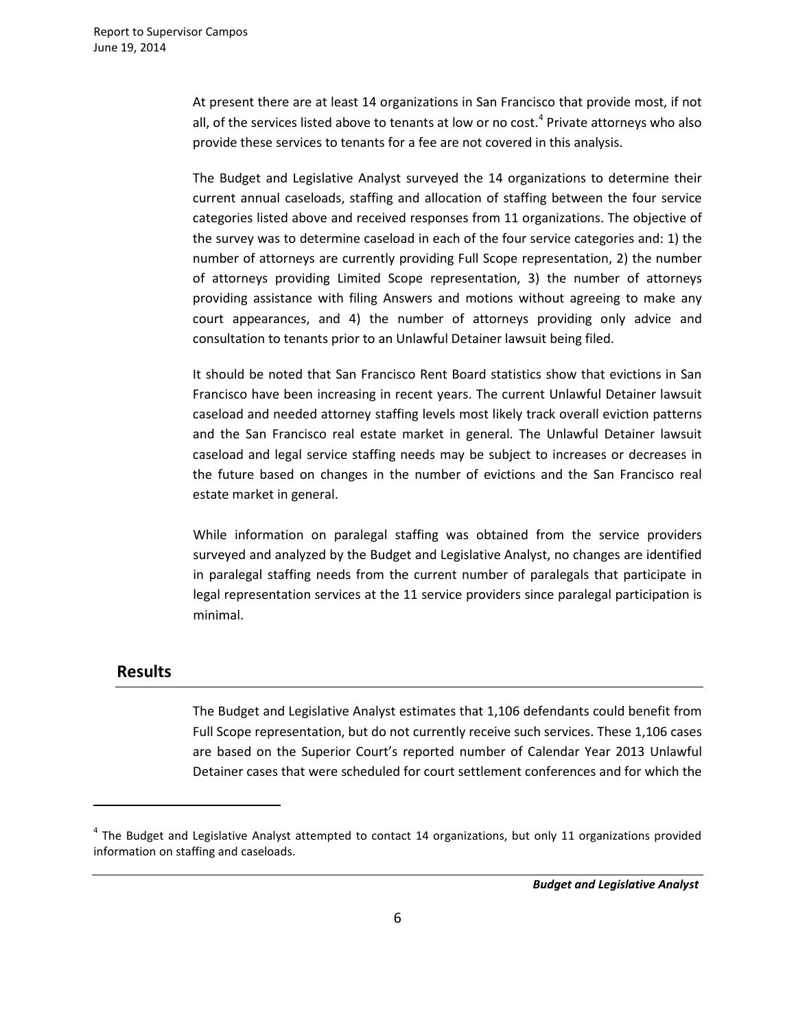At present there are at least 14 organizations in San Francisco that provide most, if not all, of the services listed above to tenants at low or no cost.[4] Private attorneys who also provide these services to tenants for a fee are not covered in this analysis.

The Budget and Legislative Analyst surveyed the 14 organizations to determine their current annual caseloads, staffing and allocation of staffing between the four service categories listed above and received responses from 11 organizations. The objective of the survey was to determine caseload in each of the four service categories and: 1) the number of attorneys are currently providing Full Scope representation, 2) the number of attorneys providing Limited Scope representation, 3) the number of attorneys providing assistance with filing Answers and motions without agreeing to make any court appearances, and 4) the number of attorneys providing only advice and consultation to tenants prior to an Unlawful Detainer lawsuit being filed.

It should be noted that San Francisco Rent Board statistics show that evictions in San Francisco have been increasing in recent years. The current Unlawful Detainer lawsuit caseload and needed attorney staffing levels most likely track overall eviction patterns and the San Francisco real estate market in general. The Unlawful Detainer lawsuit caseload and legal service staffing needs may be subject to increases or decreases in the future based on changes in the number of evictions and the San Francisco real estate market in general.

While information on paralegal staffing was obtained from the service providers surveyed and analyzed by the Budget and Legislative Analyst, no changes are identified in paralegal staffing needs from the current number of paralegals that participate in legal representation services at the 11 service providers since paralegal participation is minimal.

## Results

The Budget and Legislative Analyst estimates that 1,106 defendants could benefit from Full Scope representation, but do not currently receive such services. These 1,106 cases are based on the Superior Court's reported number of Calendar Year 2013 Unlawful Detainer cases that were scheduled for court settlement conferences and for which the

---

[4] The Budget and Legislative Analyst attempted to contact 14 organizations, but only 11 organizations provided information on staffing and caseloads.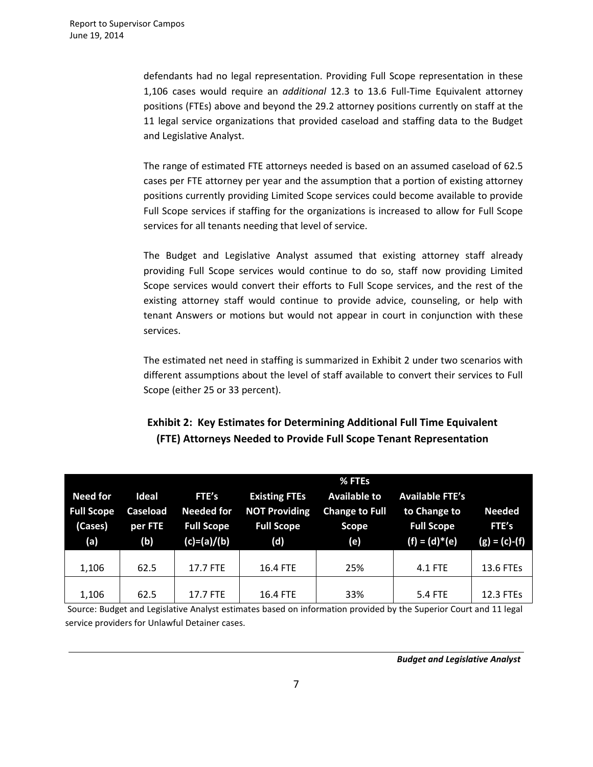defendants had no legal representation. Providing Full Scope representation in these 1,106 cases would require an *additional* 12.3 to 13.6 Full-Time Equivalent attorney positions (FTEs) above and beyond the 29.2 attorney positions currently on staff at the 11 legal service organizations that provided caseload and staffing data to the Budget and Legislative Analyst.

The range of estimated FTE attorneys needed is based on an assumed caseload of 62.5 cases per FTE attorney per year and the assumption that a portion of existing attorney positions currently providing Limited Scope services could become available to provide Full Scope services if staffing for the organizations is increased to allow for Full Scope services for all tenants needing that level of service.

The Budget and Legislative Analyst assumed that existing attorney staff already providing Full Scope services would continue to do so, staff now providing Limited Scope services would convert their efforts to Full Scope services, and the rest of the existing attorney staff would continue to provide advice, counseling, or help with tenant Answers or motions but would not appear in court in conjunction with these services.

The estimated net need in staffing is summarized in Exhibit 2 under two scenarios with different assumptions about the level of staff available to convert their services to Full Scope (either 25 or 33 percent).

**Exhibit 2: Key Estimates for Determining Additional Full Time Equivalent (FTE) Attorneys Needed to Provide Full Scope Tenant Representation**

| Need for Full Scope (Cases) (a) | Ideal Caseload per FTE (b) | FTE's Needed for Full Scope (c)=(a)/(b) | Existing FTEs NOT Providing Full Scope (d) | % FTEs Available to Change to Full Scope (e) | Available FTE's to Change to Full Scope (f) = (d)*(e) | Needed FTE's (g) = (c)-(f) |
|---|---|---|---|---|---|---|
| 1,106 | 62.5 | 17.7 FTE | 16.4 FTE | 25% | 4.1 FTE | 13.6 FTEs |
| 1,106 | 62.5 | 17.7 FTE | 16.4 FTE | 33% | 5.4 FTE | 12.3 FTEs |

Source: Budget and Legislative Analyst estimates based on information provided by the Superior Court and 11 legal service providers for Unlawful Detainer cases.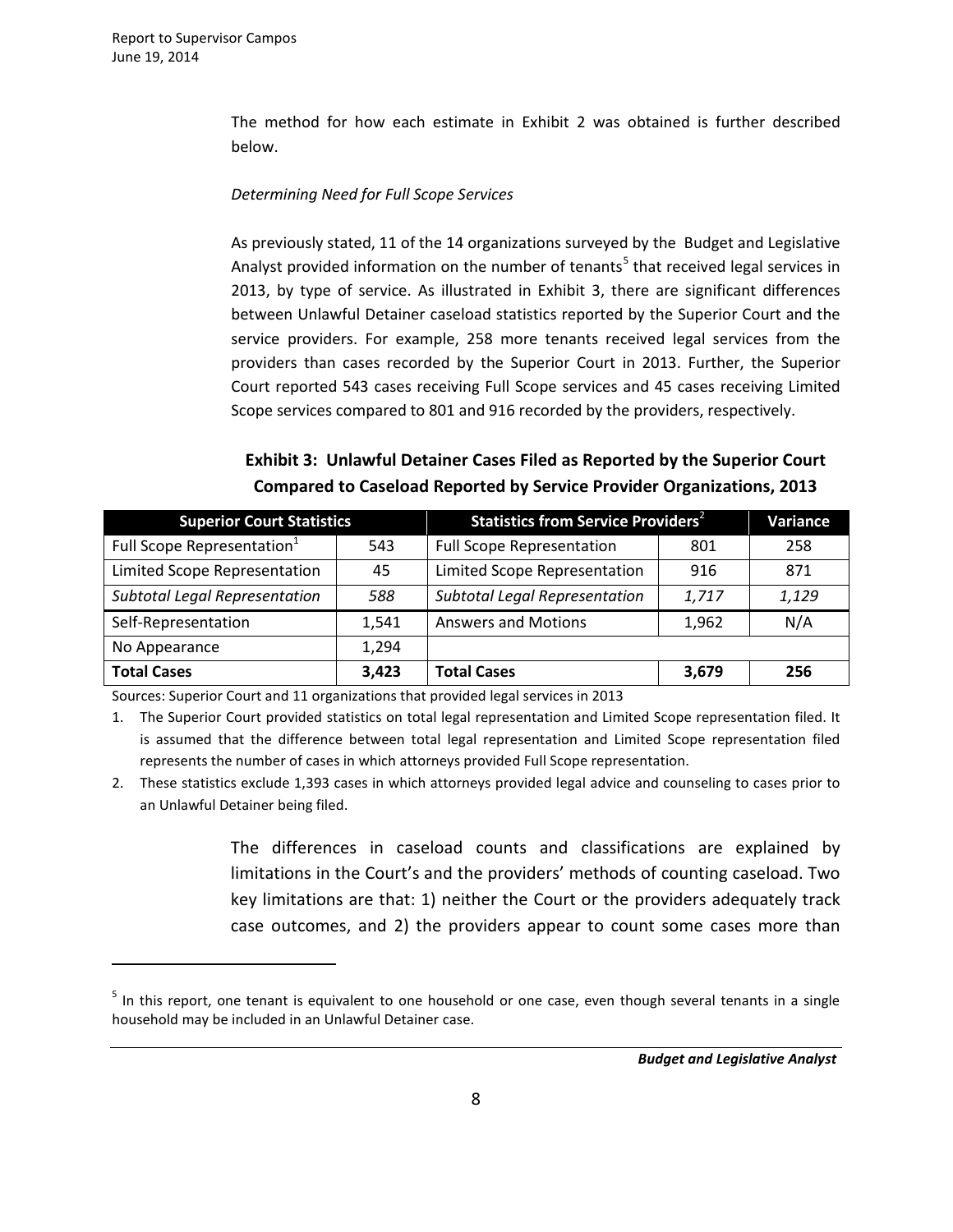The method for how each estimate in Exhibit 2 was obtained is further described below.

*Determining Need for Full Scope Services*

As previously stated, 11 of the 14 organizations surveyed by the Budget and Legislative Analyst provided information on the number of tenants[5] that received legal services in 2013, by type of service. As illustrated in Exhibit 3, there are significant differences between Unlawful Detainer caseload statistics reported by the Superior Court and the service providers. For example, 258 more tenants received legal services from the providers than cases recorded by the Superior Court in 2013. Further, the Superior Court reported 543 cases receiving Full Scope services and 45 cases receiving Limited Scope services compared to 801 and 916 recorded by the providers, respectively.

**Exhibit 3: Unlawful Detainer Cases Filed as Reported by the Superior Court Compared to Caseload Reported by Service Provider Organizations, 2013**

| Superior Court Statistics | | Statistics from Service Providers[2] | | Variance |
|---|---|---|---|---|
| Full Scope Representation[1] | 543 | Full Scope Representation | 801 | 258 |
| Limited Scope Representation | 45 | Limited Scope Representation | 916 | 871 |
| *Subtotal Legal Representation* | *588* | *Subtotal Legal Representation* | *1,717* | *1,129* |
| Self-Representation | 1,541 | Answers and Motions | 1,962 | N/A |
| No Appearance | 1,294 | | | |
| **Total Cases** | **3,423** | **Total Cases** | **3,679** | **256** |

Sources: Superior Court and 11 organizations that provided legal services in 2013

1. The Superior Court provided statistics on total legal representation and Limited Scope representation filed. It is assumed that the difference between total legal representation and Limited Scope representation filed represents the number of cases in which attorneys provided Full Scope representation.
2. These statistics exclude 1,393 cases in which attorneys provided legal advice and counseling to cases prior to an Unlawful Detainer being filed.

The differences in caseload counts and classifications are explained by limitations in the Court's and the providers' methods of counting caseload. Two key limitations are that: 1) neither the Court or the providers adequately track case outcomes, and 2) the providers appear to count some cases more than

[5] In this report, one tenant is equivalent to one household or one case, even though several tenants in a single household may be included in an Unlawful Detainer case.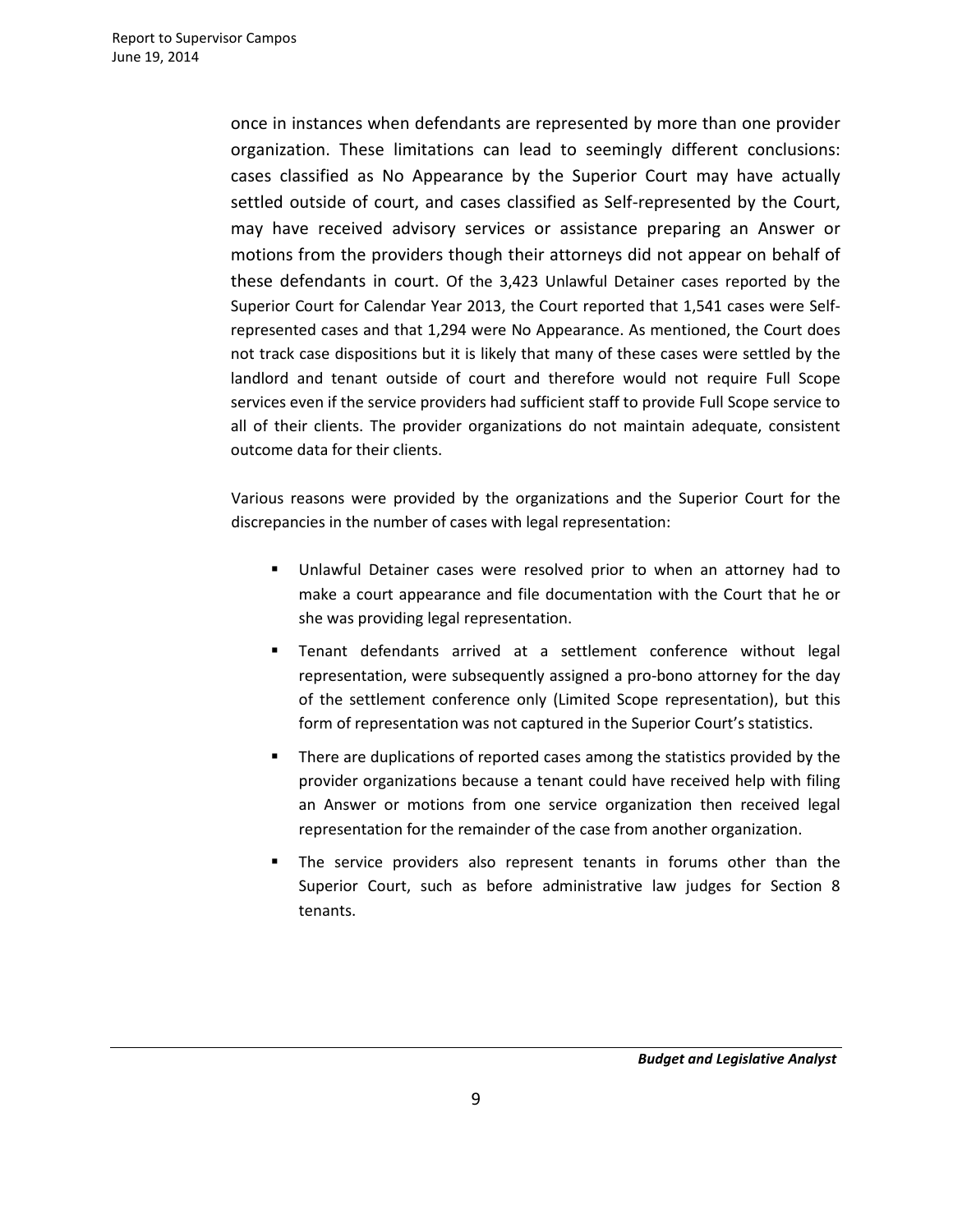once in instances when defendants are represented by more than one provider organization. These limitations can lead to seemingly different conclusions: cases classified as No Appearance by the Superior Court may have actually settled outside of court, and cases classified as Self-represented by the Court, may have received advisory services or assistance preparing an Answer or motions from the providers though their attorneys did not appear on behalf of these defendants in court. Of the 3,423 Unlawful Detainer cases reported by the Superior Court for Calendar Year 2013, the Court reported that 1,541 cases were Self-represented cases and that 1,294 were No Appearance. As mentioned, the Court does not track case dispositions but it is likely that many of these cases were settled by the landlord and tenant outside of court and therefore would not require Full Scope services even if the service providers had sufficient staff to provide Full Scope service to all of their clients. The provider organizations do not maintain adequate, consistent outcome data for their clients.

Various reasons were provided by the organizations and the Superior Court for the discrepancies in the number of cases with legal representation:

- Unlawful Detainer cases were resolved prior to when an attorney had to make a court appearance and file documentation with the Court that he or she was providing legal representation.
- Tenant defendants arrived at a settlement conference without legal representation, were subsequently assigned a pro-bono attorney for the day of the settlement conference only (Limited Scope representation), but this form of representation was not captured in the Superior Court's statistics.
- There are duplications of reported cases among the statistics provided by the provider organizations because a tenant could have received help with filing an Answer or motions from one service organization then received legal representation for the remainder of the case from another organization.
- The service providers also represent tenants in forums other than the Superior Court, such as before administrative law judges for Section 8 tenants.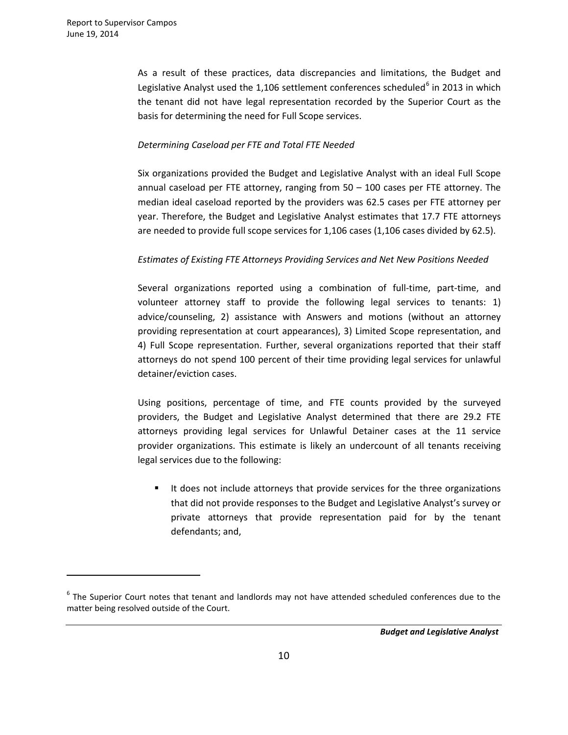As a result of these practices, data discrepancies and limitations, the Budget and Legislative Analyst used the 1,106 settlement conferences scheduled[6] in 2013 in which the tenant did not have legal representation recorded by the Superior Court as the basis for determining the need for Full Scope services.

*Determining Caseload per FTE and Total FTE Needed*

Six organizations provided the Budget and Legislative Analyst with an ideal Full Scope annual caseload per FTE attorney, ranging from 50 – 100 cases per FTE attorney. The median ideal caseload reported by the providers was 62.5 cases per FTE attorney per year. Therefore, the Budget and Legislative Analyst estimates that 17.7 FTE attorneys are needed to provide full scope services for 1,106 cases (1,106 cases divided by 62.5).

*Estimates of Existing FTE Attorneys Providing Services and Net New Positions Needed*

Several organizations reported using a combination of full-time, part-time, and volunteer attorney staff to provide the following legal services to tenants: 1) advice/counseling, 2) assistance with Answers and motions (without an attorney providing representation at court appearances), 3) Limited Scope representation, and 4) Full Scope representation. Further, several organizations reported that their staff attorneys do not spend 100 percent of their time providing legal services for unlawful detainer/eviction cases.

Using positions, percentage of time, and FTE counts provided by the surveyed providers, the Budget and Legislative Analyst determined that there are 29.2 FTE attorneys providing legal services for Unlawful Detainer cases at the 11 service provider organizations. This estimate is likely an undercount of all tenants receiving legal services due to the following:

- It does not include attorneys that provide services for the three organizations that did not provide responses to the Budget and Legislative Analyst's survey or private attorneys that provide representation paid for by the tenant defendants; and,

[6] The Superior Court notes that tenant and landlords may not have attended scheduled conferences due to the matter being resolved outside of the Court.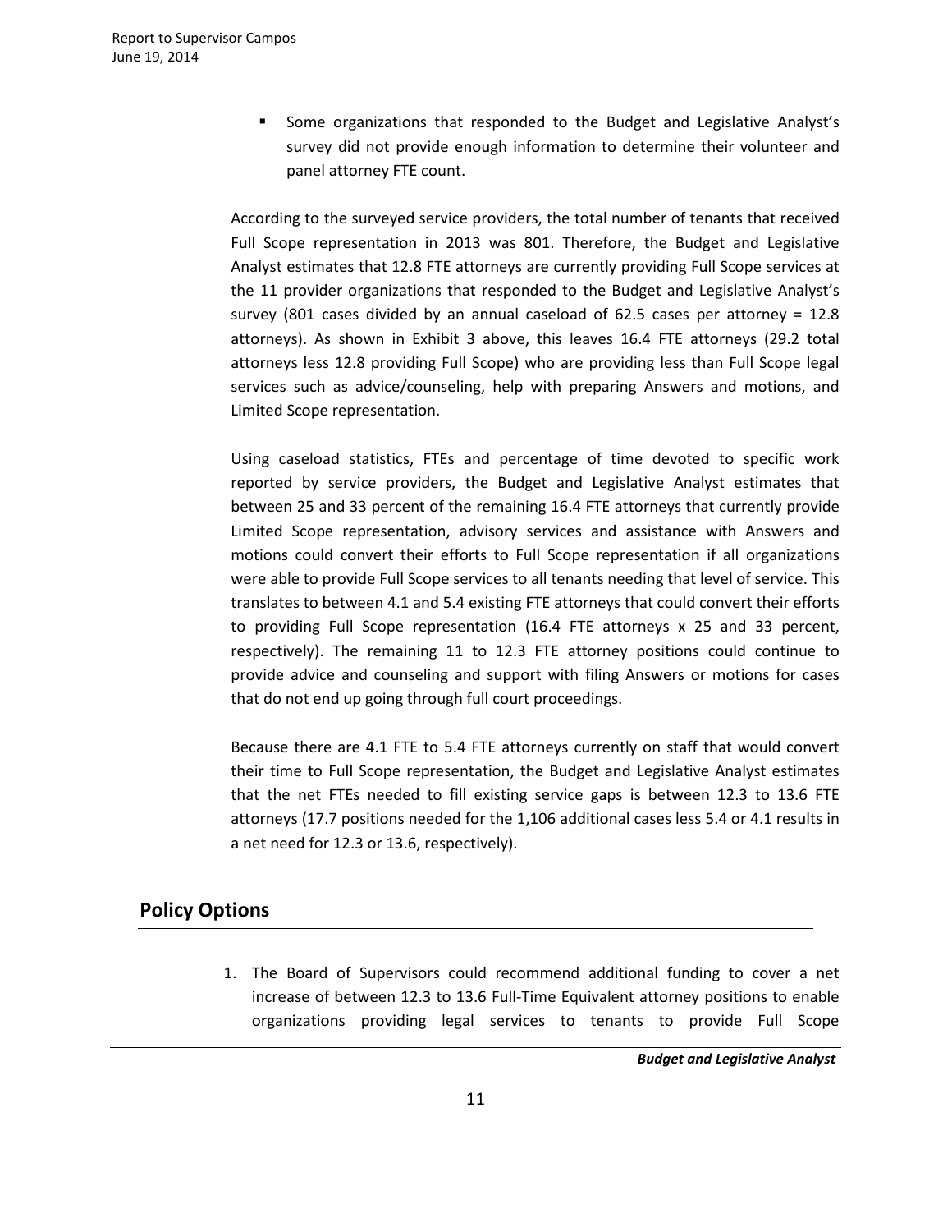- Some organizations that responded to the Budget and Legislative Analyst's survey did not provide enough information to determine their volunteer and panel attorney FTE count.

According to the surveyed service providers, the total number of tenants that received Full Scope representation in 2013 was 801. Therefore, the Budget and Legislative Analyst estimates that 12.8 FTE attorneys are currently providing Full Scope services at the 11 provider organizations that responded to the Budget and Legislative Analyst's survey (801 cases divided by an annual caseload of 62.5 cases per attorney = 12.8 attorneys). As shown in Exhibit 3 above, this leaves 16.4 FTE attorneys (29.2 total attorneys less 12.8 providing Full Scope) who are providing less than Full Scope legal services such as advice/counseling, help with preparing Answers and motions, and Limited Scope representation.

Using caseload statistics, FTEs and percentage of time devoted to specific work reported by service providers, the Budget and Legislative Analyst estimates that between 25 and 33 percent of the remaining 16.4 FTE attorneys that currently provide Limited Scope representation, advisory services and assistance with Answers and motions could convert their efforts to Full Scope representation if all organizations were able to provide Full Scope services to all tenants needing that level of service. This translates to between 4.1 and 5.4 existing FTE attorneys that could convert their efforts to providing Full Scope representation (16.4 FTE attorneys x 25 and 33 percent, respectively). The remaining 11 to 12.3 FTE attorney positions could continue to provide advice and counseling and support with filing Answers or motions for cases that do not end up going through full court proceedings.

Because there are 4.1 FTE to 5.4 FTE attorneys currently on staff that would convert their time to Full Scope representation, the Budget and Legislative Analyst estimates that the net FTEs needed to fill existing service gaps is between 12.3 to 13.6 FTE attorneys (17.7 positions needed for the 1,106 additional cases less 5.4 or 4.1 results in a net need for 12.3 or 13.6, respectively).

## Policy Options

1. The Board of Supervisors could recommend additional funding to cover a net increase of between 12.3 to 13.6 Full-Time Equivalent attorney positions to enable organizations providing legal services to tenants to provide Full Scope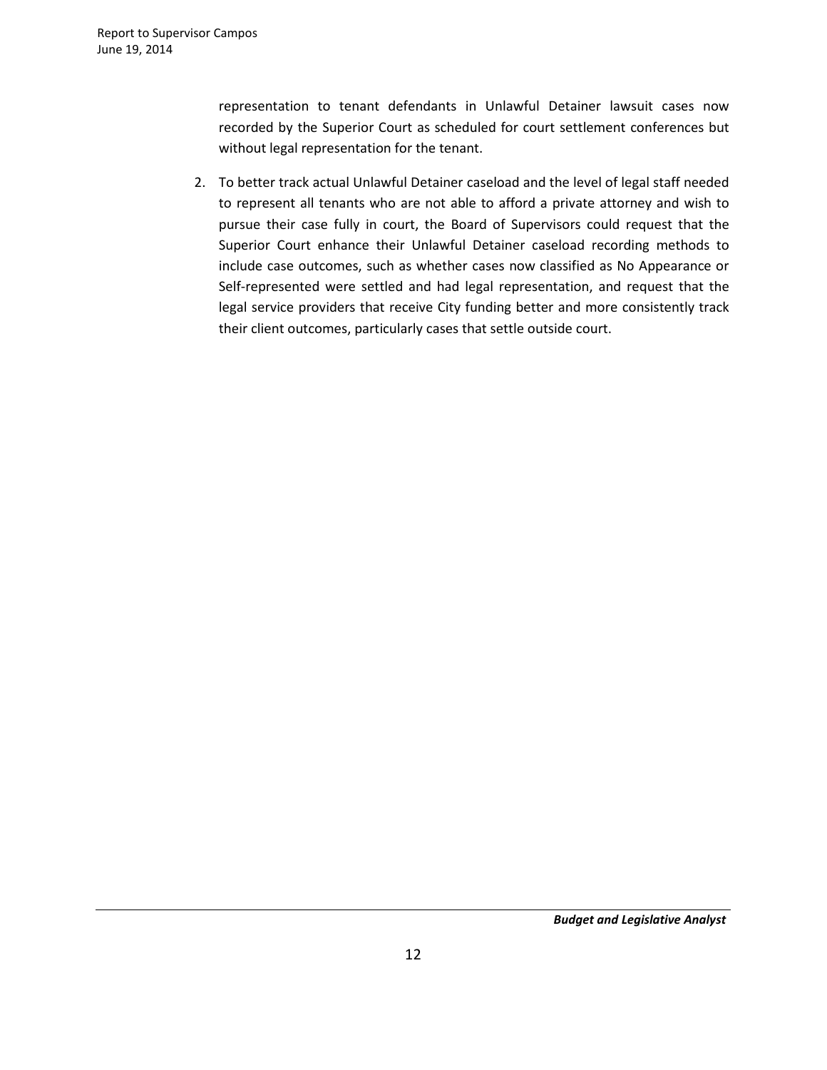representation to tenant defendants in Unlawful Detainer lawsuit cases now recorded by the Superior Court as scheduled for court settlement conferences but without legal representation for the tenant.

2. To better track actual Unlawful Detainer caseload and the level of legal staff needed to represent all tenants who are not able to afford a private attorney and wish to pursue their case fully in court, the Board of Supervisors could request that the Superior Court enhance their Unlawful Detainer caseload recording methods to include case outcomes, such as whether cases now classified as No Appearance or Self-represented were settled and had legal representation, and request that the legal service providers that receive City funding better and more consistently track their client outcomes, particularly cases that settle outside court.